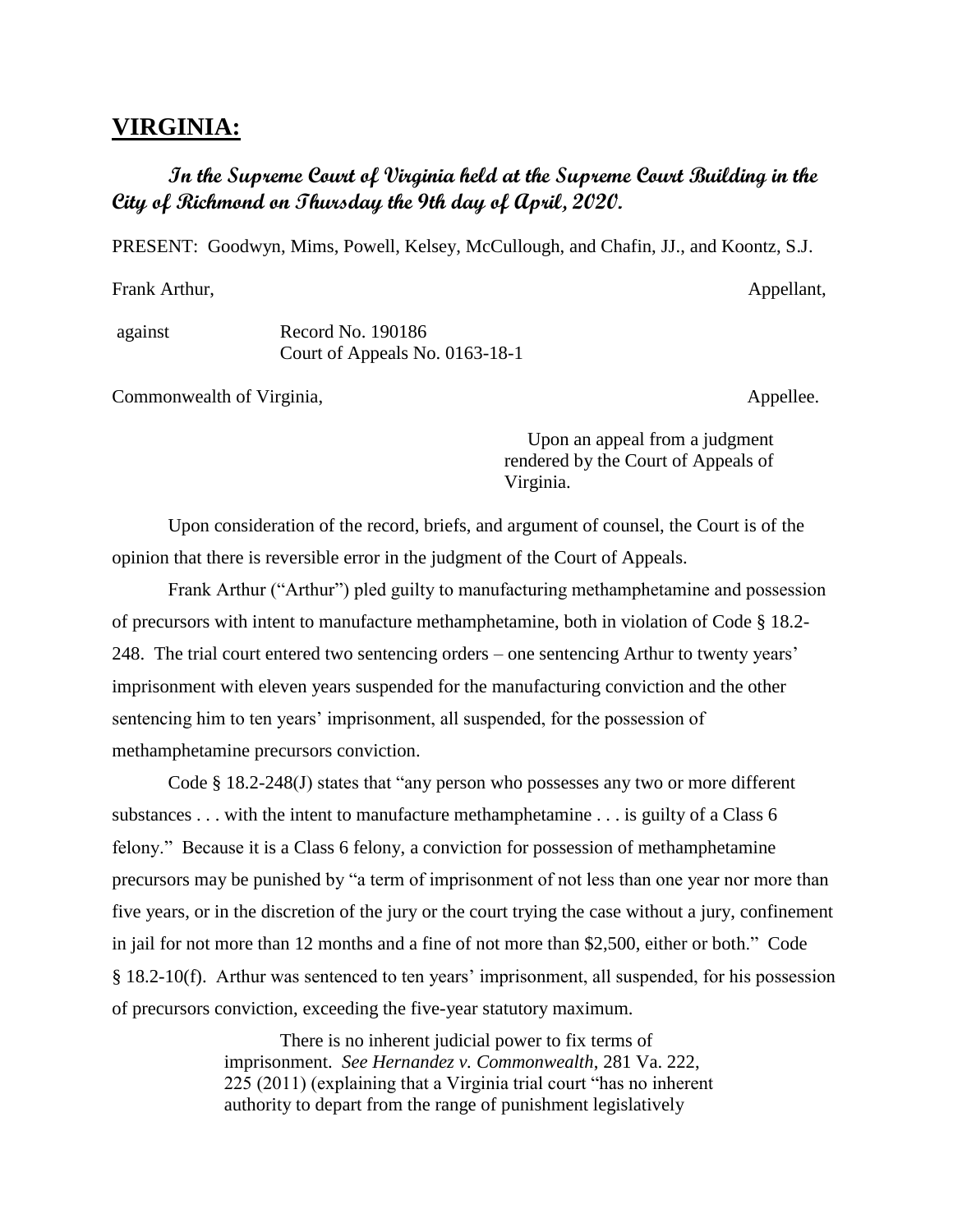## VIRGINIA:

***In the Supreme Court of Virginia held at the Supreme Court Building in the City of Richmond on Thursday the 9th day of April, 2020.***

PRESENT: Goodwyn, Mims, Powell, Kelsey, McCullough, and Chafin, JJ., and Koontz, S.J.

Frank Arthur, Appellant,

against Record No. 190186
Court of Appeals No. 0163-18-1

Commonwealth of Virginia, Appellee.

Upon an appeal from a judgment rendered by the Court of Appeals of Virginia.

Upon consideration of the record, briefs, and argument of counsel, the Court is of the opinion that there is reversible error in the judgment of the Court of Appeals.

Frank Arthur ("Arthur") pled guilty to manufacturing methamphetamine and possession of precursors with intent to manufacture methamphetamine, both in violation of Code § 18.2-248. The trial court entered two sentencing orders – one sentencing Arthur to twenty years' imprisonment with eleven years suspended for the manufacturing conviction and the other sentencing him to ten years' imprisonment, all suspended, for the possession of methamphetamine precursors conviction.

Code § 18.2-248(J) states that "any person who possesses any two or more different substances . . . with the intent to manufacture methamphetamine . . . is guilty of a Class 6 felony." Because it is a Class 6 felony, a conviction for possession of methamphetamine precursors may be punished by "a term of imprisonment of not less than one year nor more than five years, or in the discretion of the jury or the court trying the case without a jury, confinement in jail for not more than 12 months and a fine of not more than $2,500, either or both." Code § 18.2-10(f). Arthur was sentenced to ten years' imprisonment, all suspended, for his possession of precursors conviction, exceeding the five-year statutory maximum.

> There is no inherent judicial power to fix terms of imprisonment. *See Hernandez v. Commonwealth*, 281 Va. 222, 225 (2011) (explaining that a Virginia trial court "has no inherent authority to depart from the range of punishment legislatively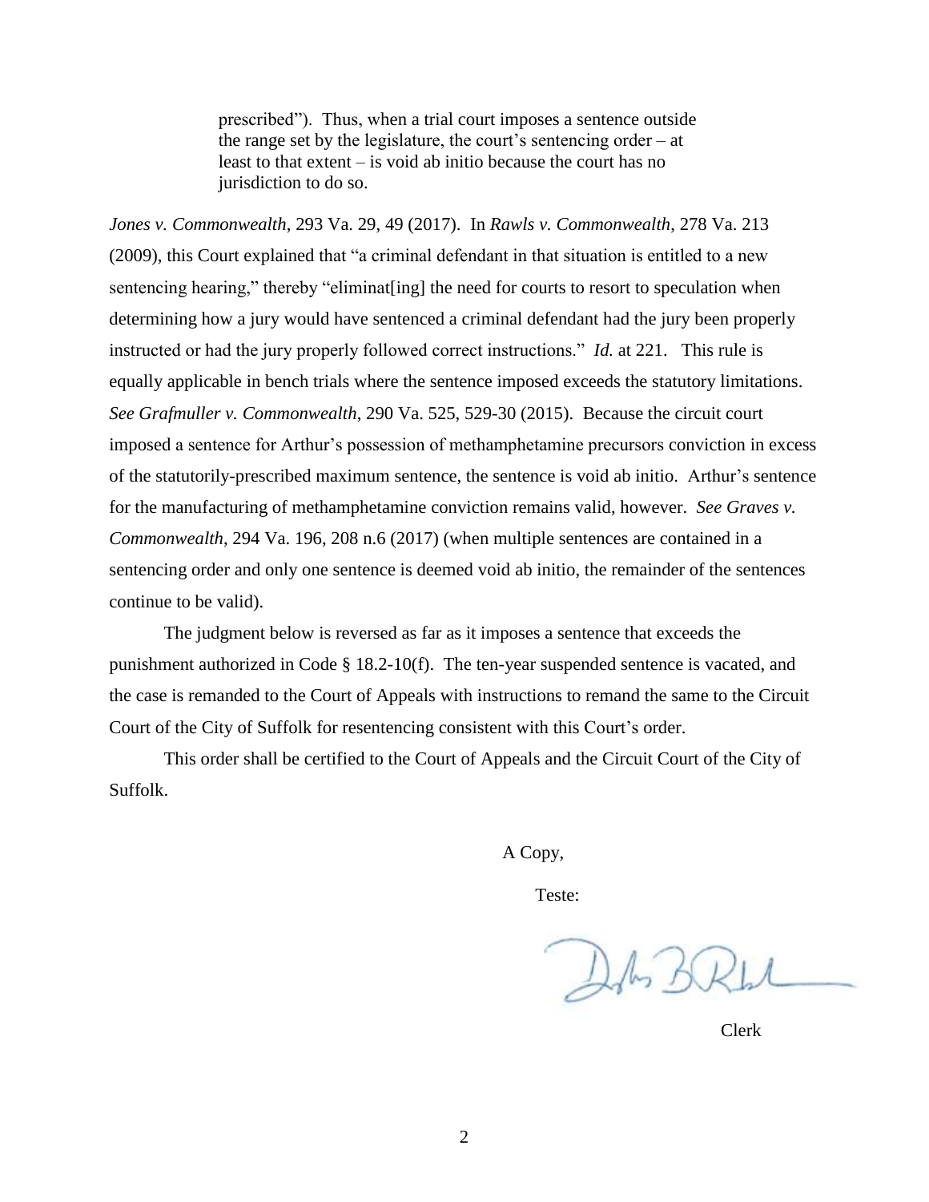> prescribed"). Thus, when a trial court imposes a sentence outside the range set by the legislature, the court's sentencing order – at least to that extent – is void ab initio because the court has no jurisdiction to do so.

*Jones v. Commonwealth*, 293 Va. 29, 49 (2017). In *Rawls v. Commonwealth*, 278 Va. 213 (2009), this Court explained that "a criminal defendant in that situation is entitled to a new sentencing hearing," thereby "eliminat[ing] the need for courts to resort to speculation when determining how a jury would have sentenced a criminal defendant had the jury been properly instructed or had the jury properly followed correct instructions." *Id.* at 221. This rule is equally applicable in bench trials where the sentence imposed exceeds the statutory limitations. *See Grafmuller v. Commonwealth*, 290 Va. 525, 529-30 (2015). Because the circuit court imposed a sentence for Arthur's possession of methamphetamine precursors conviction in excess of the statutorily-prescribed maximum sentence, the sentence is void ab initio. Arthur's sentence for the manufacturing of methamphetamine conviction remains valid, however. *See Graves v. Commonwealth*, 294 Va. 196, 208 n.6 (2017) (when multiple sentences are contained in a sentencing order and only one sentence is deemed void ab initio, the remainder of the sentences continue to be valid).

The judgment below is reversed as far as it imposes a sentence that exceeds the punishment authorized in Code § 18.2-10(f). The ten-year suspended sentence is vacated, and the case is remanded to the Court of Appeals with instructions to remand the same to the Circuit Court of the City of Suffolk for resentencing consistent with this Court's order.

This order shall be certified to the Court of Appeals and the Circuit Court of the City of Suffolk.

A Copy,

Teste:

Clerk